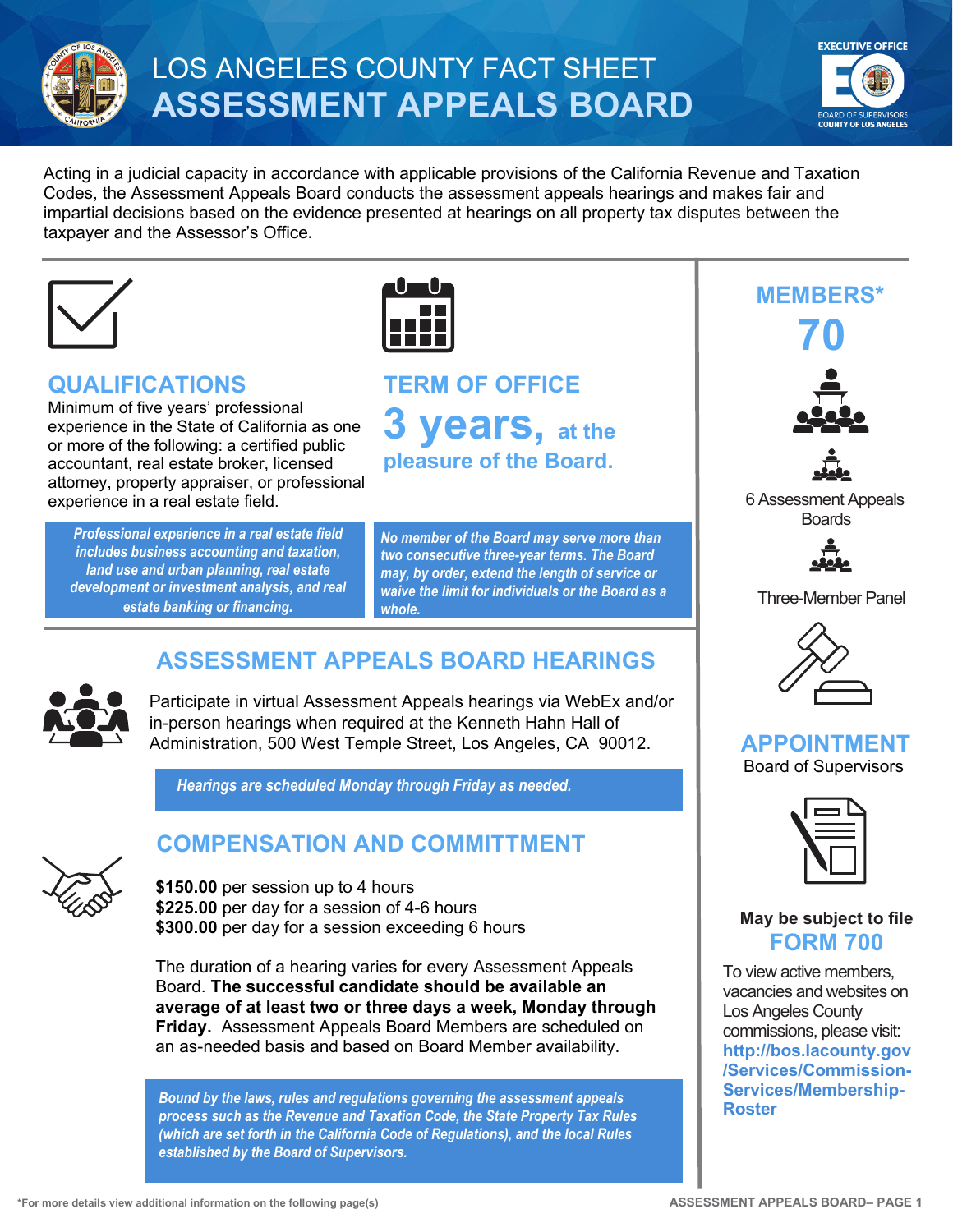# LOS ANGELES COUNTY FACT SHEET
# ASSESSMENT APPEALS BOARD

Acting in a judicial capacity in accordance with applicable provisions of the California Revenue and Taxation Codes, the Assessment Appeals Board conducts the assessment appeals hearings and makes fair and impartial decisions based on the evidence presented at hearings on all property tax disputes between the taxpayer and the Assessor's Office.

## QUALIFICATIONS

Minimum of five years' professional experience in the State of California as one or more of the following: a certified public accountant, real estate broker, licensed attorney, property appraiser, or professional experience in a real estate field.

*Professional experience in a real estate field includes business accounting and taxation, land use and urban planning, real estate development or investment analysis, and real estate banking or financing.*

## TERM OF OFFICE

**3 years, at the pleasure of the Board.**

*No member of the Board may serve more than two consecutive three-year terms. The Board may, by order, extend the length of service or waive the limit for individuals or the Board as a whole.*

## ASSESSMENT APPEALS BOARD HEARINGS

Participate in virtual Assessment Appeals hearings via WebEx and/or in-person hearings when required at the Kenneth Hahn Hall of Administration, 500 West Temple Street, Los Angeles, CA 90012.

*Hearings are scheduled Monday through Friday as needed.*

## COMPENSATION AND COMMITTMENT

**$150.00** per session up to 4 hours
**$225.00** per day for a session of 4-6 hours
**$300.00** per day for a session exceeding 6 hours

The duration of a hearing varies for every Assessment Appeals Board. **The successful candidate should be available an average of at least two or three days a week, Monday through Friday.** Assessment Appeals Board Members are scheduled on an as-needed basis and based on Board Member availability.

*Bound by the laws, rules and regulations governing the assessment appeals process such as the Revenue and Taxation Code, the State Property Tax Rules (which are set forth in the California Code of Regulations), and the local Rules established by the Board of Supervisors.*

## MEMBERS*

**70**

6 Assessment Appeals Boards

Three-Member Panel

## APPOINTMENT

Board of Supervisors

**May be subject to file**

## FORM 700

To view active members, vacancies and websites on Los Angeles County commissions, please visit: **http://bos.lacounty.gov/Services/Commission-Services/Membership-Roster**

*For more details view additional information on the following page(s)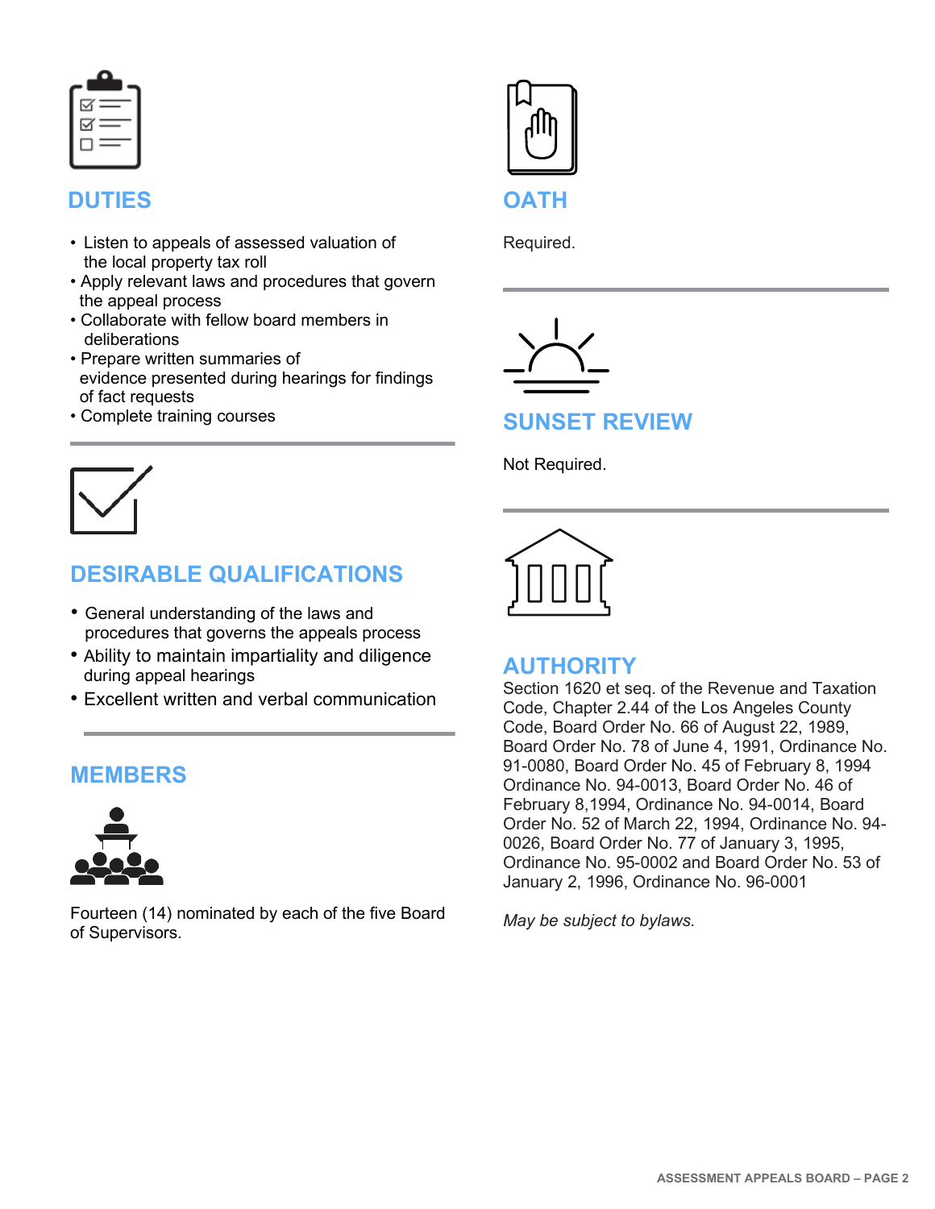## DUTIES

- Listen to appeals of assessed valuation of the local property tax roll
- Apply relevant laws and procedures that govern the appeal process
- Collaborate with fellow board members in deliberations
- Prepare written summaries of evidence presented during hearings for findings of fact requests
- Complete training courses

## DESIRABLE QUALIFICATIONS

- General understanding of the laws and procedures that governs the appeals process
- Ability to maintain impartiality and diligence during appeal hearings
- Excellent written and verbal communication

## MEMBERS

Fourteen (14) nominated by each of the five Board of Supervisors.

## OATH

Required.

## SUNSET REVIEW

Not Required.

## AUTHORITY

Section 1620 et seq. of the Revenue and Taxation Code, Chapter 2.44 of the Los Angeles County Code, Board Order No. 66 of August 22, 1989, Board Order No. 78 of June 4, 1991, Ordinance No. 91-0080, Board Order No. 45 of February 8, 1994 Ordinance No. 94-0013, Board Order No. 46 of February 8,1994, Ordinance No. 94-0014, Board Order No. 52 of March 22, 1994, Ordinance No. 94-0026, Board Order No. 77 of January 3, 1995, Ordinance No. 95-0002 and Board Order No. 53 of January 2, 1996, Ordinance No. 96-0001

*May be subject to bylaws.*